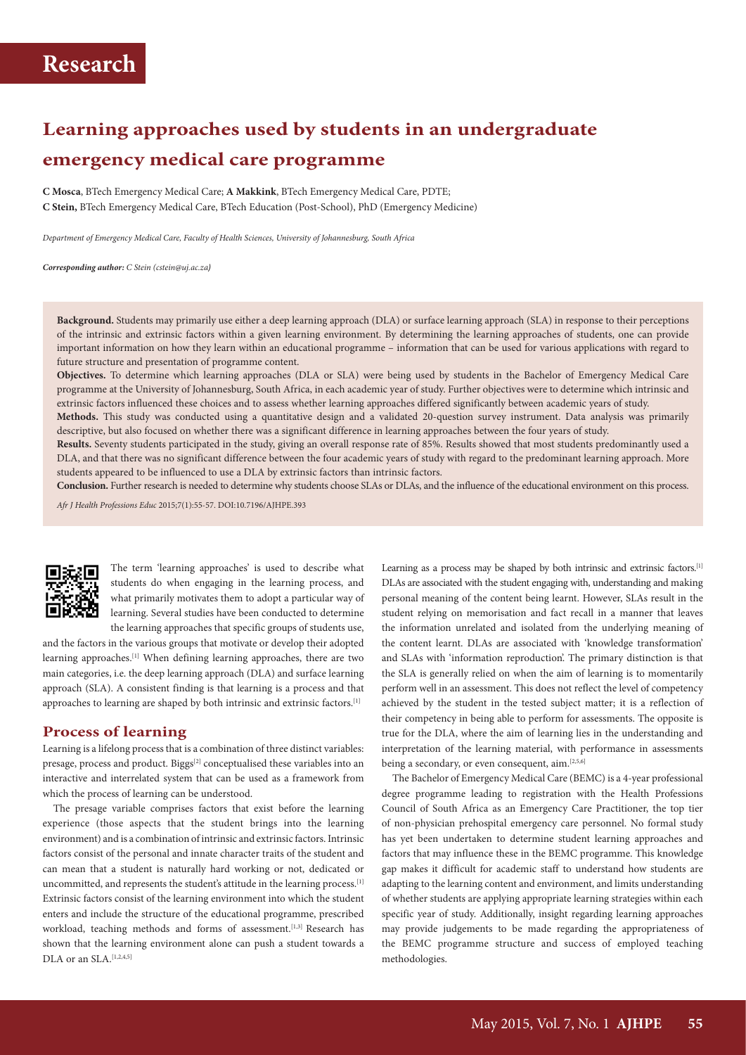# Research

## Learning approaches used by students in an undergraduate emergency medical care programme

**C Mosca**, BTech Emergency Medical Care; **A Makkink**, BTech Emergency Medical Care, PDTE;
**C Stein,** BTech Emergency Medical Care, BTech Education (Post-School), PhD (Emergency Medicine)

*Department of Emergency Medical Care, Faculty of Health Sciences, University of Johannesburg, South Africa*

***Corresponding author:** C Stein (cstein@uj.ac.za)*

**Background.** Students may primarily use either a deep learning approach (DLA) or surface learning approach (SLA) in response to their perceptions of the intrinsic and extrinsic factors within a given learning environment. By determining the learning approaches of students, one can provide important information on how they learn within an educational programme – information that can be used for various applications with regard to future structure and presentation of programme content.

**Objectives.** To determine which learning approaches (DLA or SLA) were being used by students in the Bachelor of Emergency Medical Care programme at the University of Johannesburg, South Africa, in each academic year of study. Further objectives were to determine which intrinsic and extrinsic factors influenced these choices and to assess whether learning approaches differed significantly between academic years of study.

**Methods.** This study was conducted using a quantitative design and a validated 20-question survey instrument. Data analysis was primarily descriptive, but also focused on whether there was a significant difference in learning approaches between the four years of study.

**Results.** Seventy students participated in the study, giving an overall response rate of 85%. Results showed that most students predominantly used a DLA, and that there was no significant difference between the four academic years of study with regard to the predominant learning approach. More students appeared to be influenced to use a DLA by extrinsic factors than intrinsic factors.

**Conclusion.** Further research is needed to determine why students choose SLAs or DLAs, and the influence of the educational environment on this process.

*Afr J Health Professions Educ* 2015;7(1):55-57. DOI:10.7196/AJHPE.393

The term 'learning approaches' is used to describe what students do when engaging in the learning process, and what primarily motivates them to adopt a particular way of learning. Several studies have been conducted to determine the learning approaches that specific groups of students use, and the factors in the various groups that motivate or develop their adopted learning approaches.[1] When defining learning approaches, there are two main categories, i.e. the deep learning approach (DLA) and surface learning approach (SLA). A consistent finding is that learning is a process and that approaches to learning are shaped by both intrinsic and extrinsic factors.[1]

### Process of learning

Learning is a lifelong process that is a combination of three distinct variables: presage, process and product. Biggs[2] conceptualised these variables into an interactive and interrelated system that can be used as a framework from which the process of learning can be understood.

The presage variable comprises factors that exist before the learning experience (those aspects that the student brings into the learning environment) and is a combination of intrinsic and extrinsic factors. Intrinsic factors consist of the personal and innate character traits of the student and can mean that a student is naturally hard working or not, dedicated or uncommitted, and represents the student's attitude in the learning process.[1] Extrinsic factors consist of the learning environment into which the student enters and include the structure of the educational programme, prescribed workload, teaching methods and forms of assessment.[1,3] Research has shown that the learning environment alone can push a student towards a DLA or an SLA.[1,2,4,5]

Learning as a process may be shaped by both intrinsic and extrinsic factors.[1] DLAs are associated with the student engaging with, understanding and making personal meaning of the content being learnt. However, SLAs result in the student relying on memorisation and fact recall in a manner that leaves the information unrelated and isolated from the underlying meaning of the content learnt. DLAs are associated with 'knowledge transformation' and SLAs with 'information reproduction'. The primary distinction is that the SLA is generally relied on when the aim of learning is to momentarily perform well in an assessment. This does not reflect the level of competency achieved by the student in the tested subject matter; it is a reflection of their competency in being able to perform for assessments. The opposite is true for the DLA, where the aim of learning lies in the understanding and interpretation of the learning material, with performance in assessments being a secondary, or even consequent, aim.[2,5,6]

The Bachelor of Emergency Medical Care (BEMC) is a 4-year professional degree programme leading to registration with the Health Professions Council of South Africa as an Emergency Care Practitioner, the top tier of non-physician prehospital emergency care personnel. No formal study has yet been undertaken to determine student learning approaches and factors that may influence these in the BEMC programme. This knowledge gap makes it difficult for academic staff to understand how students are adapting to the learning content and environment, and limits understanding of whether students are applying appropriate learning strategies within each specific year of study. Additionally, insight regarding learning approaches may provide judgements to be made regarding the appropriateness of the BEMC programme structure and success of employed teaching methodologies.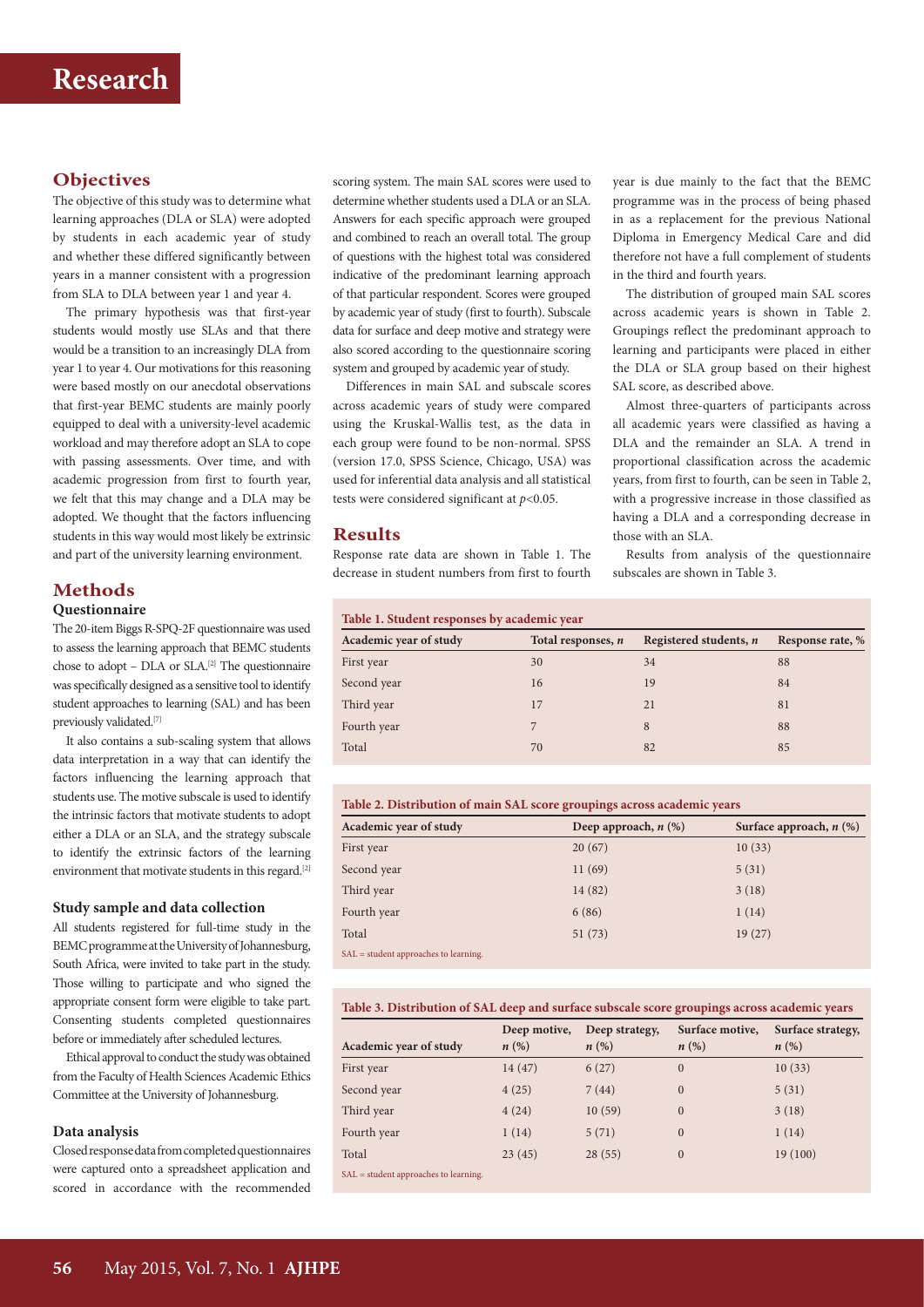## Objectives

The objective of this study was to determine what learning approaches (DLA or SLA) were adopted by students in each academic year of study and whether these differed significantly between years in a manner consistent with a progression from SLA to DLA between year 1 and year 4.

The primary hypothesis was that first-year students would mostly use SLAs and that there would be a transition to an increasingly DLA from year 1 to year 4. Our motivations for this reasoning were based mostly on our anecdotal observations that first-year BEMC students are mainly poorly equipped to deal with a university-level academic workload and may therefore adopt an SLA to cope with passing assessments. Over time, and with academic progression from first to fourth year, we felt that this may change and a DLA may be adopted. We thought that the factors influencing students in this way would most likely be extrinsic and part of the university learning environment.

## Methods

### Questionnaire

The 20-item Biggs R-SPQ-2F questionnaire was used to assess the learning approach that BEMC students chose to adopt – DLA or SLA.[2] The questionnaire was specifically designed as a sensitive tool to identify student approaches to learning (SAL) and has been previously validated.[7]

It also contains a sub-scaling system that allows data interpretation in a way that can identify the factors influencing the learning approach that students use. The motive subscale is used to identify the intrinsic factors that motivate students to adopt either a DLA or an SLA, and the strategy subscale to identify the extrinsic factors of the learning environment that motivate students in this regard.[2]

### Study sample and data collection

All students registered for full-time study in the BEMC programme at the University of Johannesburg, South Africa, were invited to take part in the study. Those willing to participate and who signed the appropriate consent form were eligible to take part. Consenting students completed questionnaires before or immediately after scheduled lectures.

Ethical approval to conduct the study was obtained from the Faculty of Health Sciences Academic Ethics Committee at the University of Johannesburg.

### Data analysis

Closed response data from completed questionnaires were captured onto a spreadsheet application and scored in accordance with the recommended scoring system. The main SAL scores were used to determine whether students used a DLA or an SLA. Answers for each specific approach were grouped and combined to reach an overall total. The group of questions with the highest total was considered indicative of the predominant learning approach of that particular respondent. Scores were grouped by academic year of study (first to fourth). Subscale data for surface and deep motive and strategy were also scored according to the questionnaire scoring system and grouped by academic year of study.

Differences in main SAL and subscale scores across academic years of study were compared using the Kruskal-Wallis test, as the data in each group were found to be non-normal. SPSS (version 17.0, SPSS Science, Chicago, USA) was used for inferential data analysis and all statistical tests were considered significant at $p<0.05$.

## Results

Response rate data are shown in Table 1. The decrease in student numbers from first to fourth year is due mainly to the fact that the BEMC programme was in the process of being phased in as a replacement for the previous National Diploma in Emergency Medical Care and did therefore not have a full complement of students in the third and fourth years.

The distribution of grouped main SAL scores across academic years is shown in Table 2. Groupings reflect the predominant approach to learning and participants were placed in either the DLA or SLA group based on their highest SAL score, as described above.

Almost three-quarters of participants across all academic years were classified as having a DLA and the remainder an SLA. A trend in proportional classification across the academic years, from first to fourth, can be seen in Table 2, with a progressive increase in those classified as having a DLA and a corresponding decrease in those with an SLA.

Results from analysis of the questionnaire subscales are shown in Table 3.

**Table 1. Student responses by academic year**

| Academic year of study | Total responses, *n* | Registered students, *n* | Response rate, % |
|---|---|---|---|
| First year | 30 | 34 | 88 |
| Second year | 16 | 19 | 84 |
| Third year | 17 | 21 | 81 |
| Fourth year | 7 | 8 | 88 |
| Total | 70 | 82 | 85 |

**Table 2. Distribution of main SAL score groupings across academic years**

| Academic year of study | Deep approach, *n* (%) | Surface approach, *n* (%) |
|---|---|---|
| First year | 20 (67) | 10 (33) |
| Second year | 11 (69) | 5 (31) |
| Third year | 14 (82) | 3 (18) |
| Fourth year | 6 (86) | 1 (14) |
| Total | 51 (73) | 19 (27) |

SAL = student approaches to learning.

**Table 3. Distribution of SAL deep and surface subscale score groupings across academic years**

| Academic year of study | Deep motive, *n* (%) | Deep strategy, *n* (%) | Surface motive, *n* (%) | Surface strategy, *n* (%) |
|---|---|---|---|---|
| First year | 14 (47) | 6 (27) | 0 | 10 (33) |
| Second year | 4 (25) | 7 (44) | 0 | 5 (31) |
| Third year | 4 (24) | 10 (59) | 0 | 3 (18) |
| Fourth year | 1 (14) | 5 (71) | 0 | 1 (14) |
| Total | 23 (45) | 28 (55) | 0 | 19 (100) |

SAL = student approaches to learning.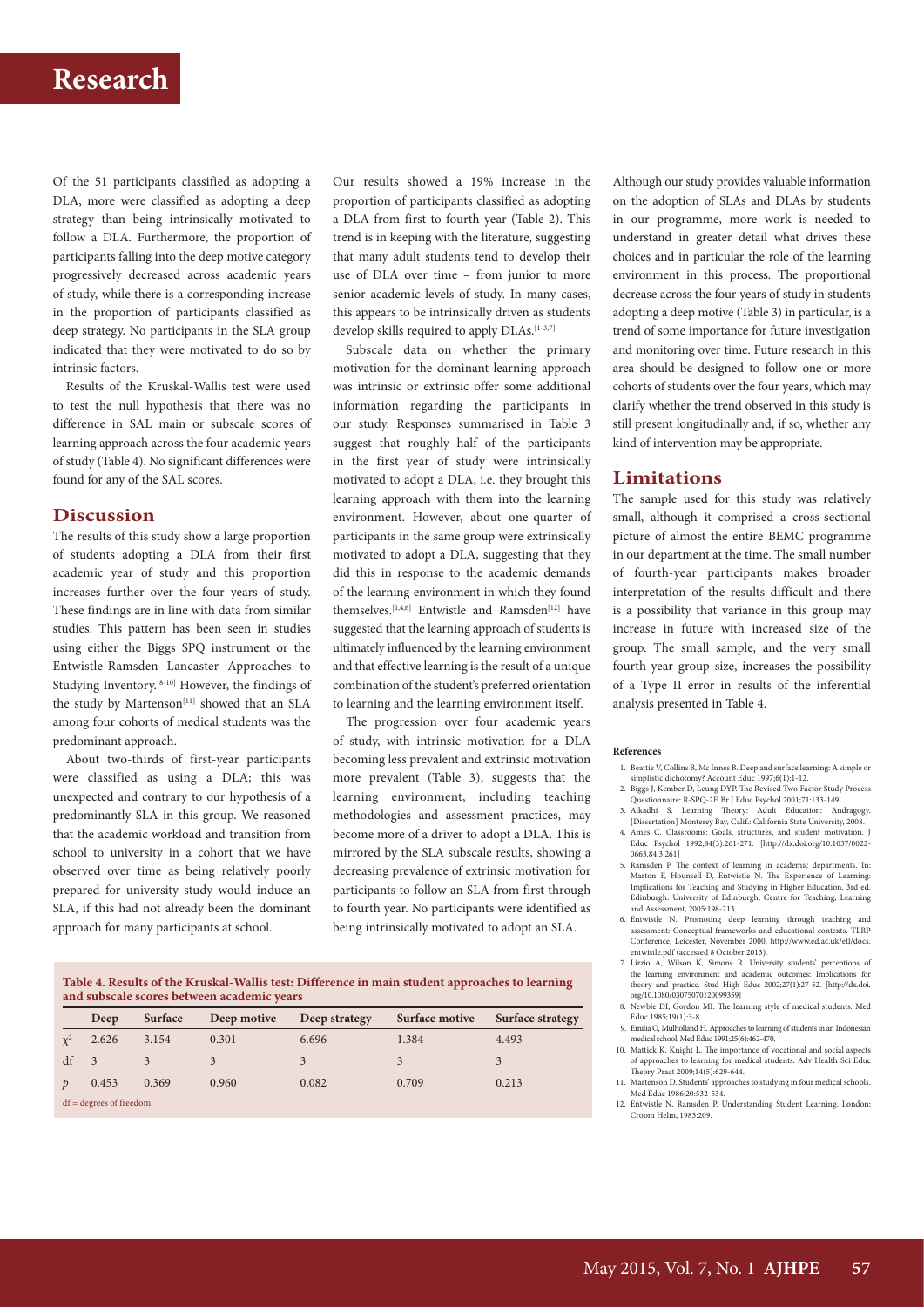Of the 51 participants classified as adopting a DLA, more were classified as adopting a deep strategy than being intrinsically motivated to follow a DLA. Furthermore, the proportion of participants falling into the deep motive category progressively decreased across academic years of study, while there is a corresponding increase in the proportion of participants classified as deep strategy. No participants in the SLA group indicated that they were motivated to do so by intrinsic factors.

Results of the Kruskal-Wallis test were used to test the null hypothesis that there was no difference in SAL main or subscale scores of learning approach across the four academic years of study (Table 4). No significant differences were found for any of the SAL scores.

## Discussion

The results of this study show a large proportion of students adopting a DLA from their first academic year of study and this proportion increases further over the four years of study. These findings are in line with data from similar studies. This pattern has been seen in studies using either the Biggs SPQ instrument or the Entwistle-Ramsden Lancaster Approaches to Studying Inventory.[8-10] However, the findings of the study by Martenson[11] showed that an SLA among four cohorts of medical students was the predominant approach.

About two-thirds of first-year participants were classified as using a DLA; this was unexpected and contrary to our hypothesis of a predominantly SLA in this group. We reasoned that the academic workload and transition from school to university in a cohort that we have observed over time as being relatively poorly prepared for university study would induce an SLA, if this had not already been the dominant approach for many participants at school.

Our results showed a 19% increase in the proportion of participants classified as adopting a DLA from first to fourth year (Table 2). This trend is in keeping with the literature, suggesting that many adult students tend to develop their use of DLA over time – from junior to more senior academic levels of study. In many cases, this appears to be intrinsically driven as students develop skills required to apply DLAs.[1-3,7]

Subscale data on whether the primary motivation for the dominant learning approach was intrinsic or extrinsic offer some additional information regarding the participants in our study. Responses summarised in Table 3 suggest that roughly half of the participants in the first year of study were intrinsically motivated to adopt a DLA, i.e. they brought this learning approach with them into the learning environment. However, about one-quarter of participants in the same group were extrinsically motivated to adopt a DLA, suggesting that they did this in response to the academic demands of the learning environment in which they found themselves.[1,4,6] Entwistle and Ramsden[12] have suggested that the learning approach of students is ultimately influenced by the learning environment and that effective learning is the result of a unique combination of the student's preferred orientation to learning and the learning environment itself.

The progression over four academic years of study, with intrinsic motivation for a DLA becoming less prevalent and extrinsic motivation more prevalent (Table 3), suggests that the learning environment, including teaching methodologies and assessment practices, may become more of a driver to adopt a DLA. This is mirrored by the SLA subscale results, showing a decreasing prevalence of extrinsic motivation for participants to follow an SLA from first through to fourth year. No participants were identified as being intrinsically motivated to adopt an SLA.

**Table 4. Results of the Kruskal-Wallis test: Difference in main student approaches to learning and subscale scores between academic years**

| | Deep | Surface | Deep motive | Deep strategy | Surface motive | Surface strategy |
|---|---|---|---|---|---|---|
| $\chi^2$ | 2.626 | 3.154 | 0.301 | 6.696 | 1.384 | 4.493 |
| df | 3 | 3 | 3 | 3 | 3 | 3 |
| $p$ | 0.453 | 0.369 | 0.960 | 0.082 | 0.709 | 0.213 |

df = degrees of freedom.

Although our study provides valuable information on the adoption of SLAs and DLAs by students in our programme, more work is needed to understand in greater detail what drives these choices and in particular the role of the learning environment in this process. The proportional decrease across the four years of study in students adopting a deep motive (Table 3) in particular, is a trend of some importance for future investigation and monitoring over time. Future research in this area should be designed to follow one or more cohorts of students over the four years, which may clarify whether the trend observed in this study is still present longitudinally and, if so, whether any kind of intervention may be appropriate.

## Limitations

The sample used for this study was relatively small, although it comprised a cross-sectional picture of almost the entire BEMC programme in our department at the time. The small number of fourth-year participants makes broader interpretation of the results difficult and there is a possibility that variance in this group may increase in future with increased size of the group. The small sample, and the very small fourth-year group size, increases the possibility of a Type II error in results of the inferential analysis presented in Table 4.

#### References

1. Beattie V, Collins B, Mc Innes B. Deep and surface learning: A simple or simplistic dichotomy? Account Educ 1997;6(1):1-12.
2. Biggs J, Kember D, Leung DYP. The Revised Two Factor Study Process Questionnaire: R-SPQ-2F. Br J Educ Psychol 2001;71:133-149.
3. Alkadhi S. Learning Theory: Adult Education: Andragogy. [Dissertation] Monterey Bay, Calif.: California State University, 2008.
4. Ames C. Classrooms: Goals, structures, and student motivation. J Educ Psychol 1992;84(3):261-271. [http://dx.doi.org/10.1037/0022-0663.84.3.261]
5. Ramsden P. The context of learning in academic departments. In: Marton F, Hounsell D, Entwistle N. The Experience of Learning: Implications for Teaching and Studying in Higher Education. 3rd ed. Edinburgh: University of Edinburgh, Centre for Teaching, Learning and Assessment, 2005:198-213.
6. Entwistle N. Promoting deep learning through teaching and assessment: Conceptual frameworks and educational contexts. TLRP Conference, Leicester, November 2000. http://www.ed.ac.uk/etl/docs.entwistle.pdf (accessed 8 October 2013).
7. Lizzio A, Wilson K, Simons R. University students' perceptions of the learning environment and academic outcomes: Implications for theory and practice. Stud High Educ 2002;27(1):27-52. [http://dx.doi.org/10.1080/03075070120099359]
8. Newble DI, Gordon MI. The learning style of medical students. Med Educ 1985;19(1):3-8.
9. Emilia O, Mulholland H. Approaches to learning of students in an Indonesian medical school. Med Educ 1991;25(6):462-470.
10. Mattick K, Knight L. The importance of vocational and social aspects of approaches to learning for medical students. Adv Health Sci Educ Theory Pract 2009;14(5):629-644.
11. Martenson D. Students' approaches to studying in four medical schools. Med Educ 1986;20:532-534.
12. Entwistle N, Ramsden P. Understanding Student Learning. London: Croom Helm, 1983:209.